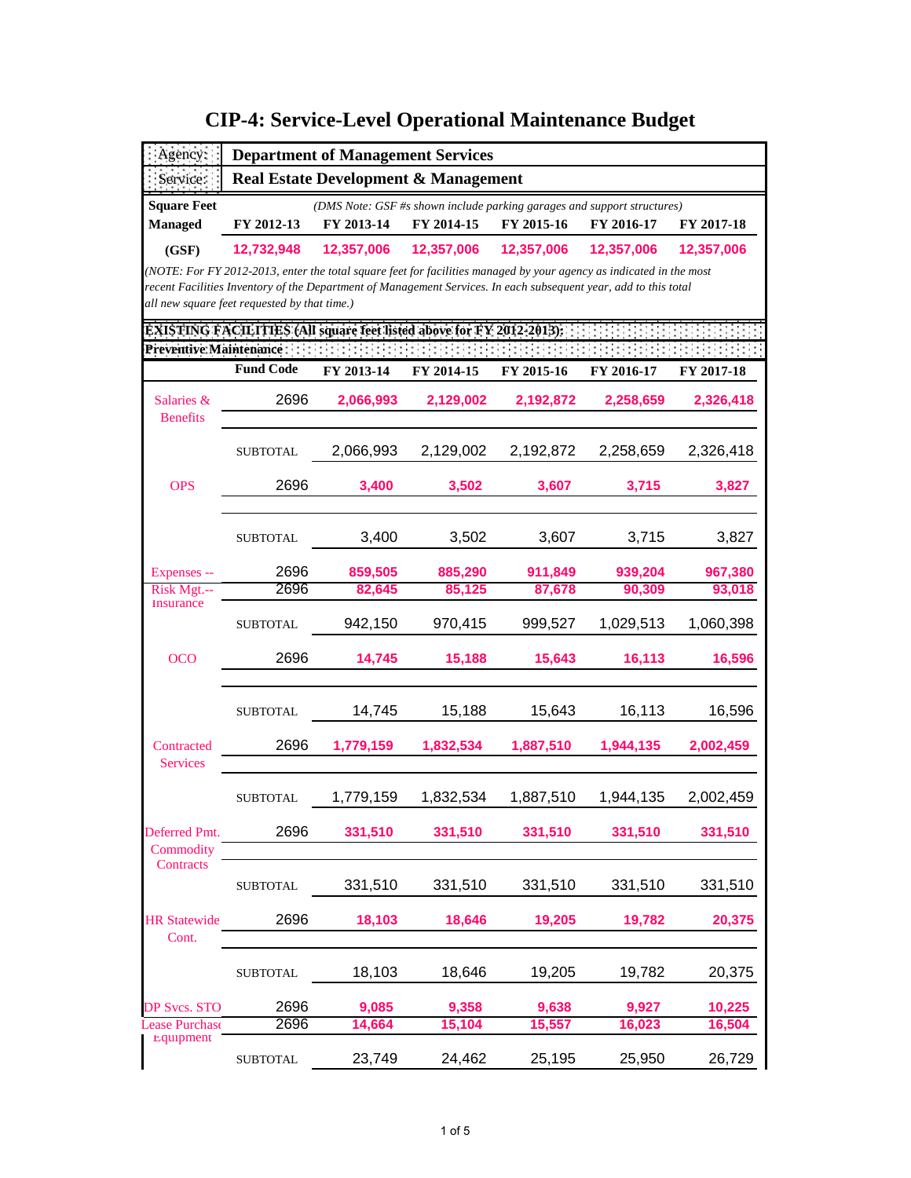# CIP-4: Service-Level Operational Maintenance Budget

| Agency: | Department of Management Services |
|---|---|
| Service: | Real Estate Development & Management |

**Square Feet Managed (GSF)** *(DMS Note: GSF #s shown include parking garages and support structures)*

| | FY 2012-13 | FY 2013-14 | FY 2014-15 | FY 2015-16 | FY 2016-17 | FY 2017-18 |
|---|---|---|---|---|---|---|
| (GSF) | 12,732,948 | 12,357,006 | 12,357,006 | 12,357,006 | 12,357,006 | 12,357,006 |

*(NOTE: For FY 2012-2013, enter the total square feet for facilities managed by your agency as indicated in the most recent Facilities Inventory of the Department of Management Services. In each subsequent year, add to this total all new square feet requested by that time.)*

**EXISTING FACILITIES (All square feet listed above for FY 2012-2013):**

**Preventive Maintenance**

| | Fund Code | FY 2013-14 | FY 2014-15 | FY 2015-16 | FY 2016-17 | FY 2017-18 |
|---|---|---|---|---|---|---|
| Salaries & Benefits | 2696 | 2,066,993 | 2,129,002 | 2,192,872 | 2,258,659 | 2,326,418 |
| | SUBTOTAL | 2,066,993 | 2,129,002 | 2,192,872 | 2,258,659 | 2,326,418 |
| OPS | 2696 | 3,400 | 3,502 | 3,607 | 3,715 | 3,827 |
| | SUBTOTAL | 3,400 | 3,502 | 3,607 | 3,715 | 3,827 |
| Expenses -- | 2696 | 859,505 | 885,290 | 911,849 | 939,204 | 967,380 |
| Risk Mgt.-- Insurance | 2696 | 82,645 | 85,125 | 87,678 | 90,309 | 93,018 |
| | SUBTOTAL | 942,150 | 970,415 | 999,527 | 1,029,513 | 1,060,398 |
| OCO | 2696 | 14,745 | 15,188 | 15,643 | 16,113 | 16,596 |
| | SUBTOTAL | 14,745 | 15,188 | 15,643 | 16,113 | 16,596 |
| Contracted Services | 2696 | 1,779,159 | 1,832,534 | 1,887,510 | 1,944,135 | 2,002,459 |
| | SUBTOTAL | 1,779,159 | 1,832,534 | 1,887,510 | 1,944,135 | 2,002,459 |
| Deferred Pmt. Commodity Contracts | 2696 | 331,510 | 331,510 | 331,510 | 331,510 | 331,510 |
| | SUBTOTAL | 331,510 | 331,510 | 331,510 | 331,510 | 331,510 |
| HR Statewide Cont. | 2696 | 18,103 | 18,646 | 19,205 | 19,782 | 20,375 |
| | SUBTOTAL | 18,103 | 18,646 | 19,205 | 19,782 | 20,375 |
| DP Svcs. STO | 2696 | 9,085 | 9,358 | 9,638 | 9,927 | 10,225 |
| Lease Purchase Equipment | 2696 | 14,664 | 15,104 | 15,557 | 16,023 | 16,504 |
| | SUBTOTAL | 23,749 | 24,462 | 25,195 | 25,950 | 26,729 |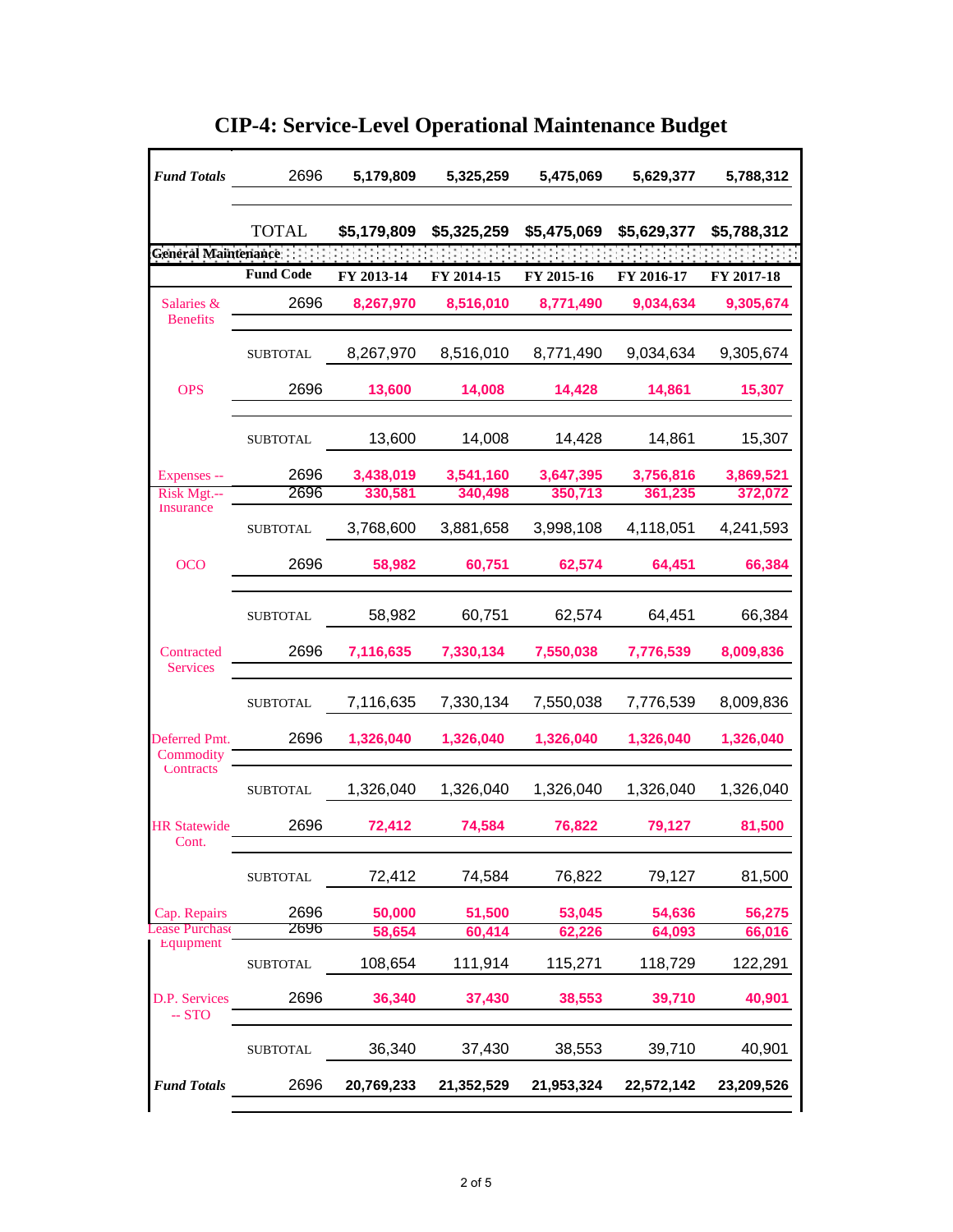# CIP-4: Service-Level Operational Maintenance Budget

| | | | | | | |
|---|---|---|---|---|---|---|
| ***Fund Totals*** | 2696 | **5,179,809** | **5,325,259** | **5,475,069** | **5,629,377** | **5,788,312** |
| | TOTAL | **$5,179,809** | **$5,325,259** | **$5,475,069** | **$5,629,377** | **$5,788,312** |

**General Maintenance**

| | Fund Code | FY 2013-14 | FY 2014-15 | FY 2015-16 | FY 2016-17 | FY 2017-18 |
|---|---|---|---|---|---|---|
| Salaries & Benefits | 2696 | **8,267,970** | **8,516,010** | **8,771,490** | **9,034,634** | **9,305,674** |
| | SUBTOTAL | 8,267,970 | 8,516,010 | 8,771,490 | 9,034,634 | 9,305,674 |
| OPS | 2696 | **13,600** | **14,008** | **14,428** | **14,861** | **15,307** |
| | SUBTOTAL | 13,600 | 14,008 | 14,428 | 14,861 | 15,307 |
| Expenses -- | 2696 | **3,438,019** | **3,541,160** | **3,647,395** | **3,756,816** | **3,869,521** |
| Risk Mgt.-- Insurance | 2696 | **330,581** | **340,498** | **350,713** | **361,235** | **372,072** |
| | SUBTOTAL | 3,768,600 | 3,881,658 | 3,998,108 | 4,118,051 | 4,241,593 |
| OCO | 2696 | **58,982** | **60,751** | **62,574** | **64,451** | **66,384** |
| | SUBTOTAL | 58,982 | 60,751 | 62,574 | 64,451 | 66,384 |
| Contracted Services | 2696 | **7,116,635** | **7,330,134** | **7,550,038** | **7,776,539** | **8,009,836** |
| | SUBTOTAL | 7,116,635 | 7,330,134 | 7,550,038 | 7,776,539 | 8,009,836 |
| Deferred Pmt. Commodity Contracts | 2696 | **1,326,040** | **1,326,040** | **1,326,040** | **1,326,040** | **1,326,040** |
| | SUBTOTAL | 1,326,040 | 1,326,040 | 1,326,040 | 1,326,040 | 1,326,040 |
| HR Statewide Cont. | 2696 | **72,412** | **74,584** | **76,822** | **79,127** | **81,500** |
| | SUBTOTAL | 72,412 | 74,584 | 76,822 | 79,127 | 81,500 |
| Cap. Repairs | 2696 | **50,000** | **51,500** | **53,045** | **54,636** | **56,275** |
| Lease Purchase Equipment | 2696 | **58,654** | **60,414** | **62,226** | **64,093** | **66,016** |
| | SUBTOTAL | 108,654 | 111,914 | 115,271 | 118,729 | 122,291 |
| D.P. Services -- STO | 2696 | **36,340** | **37,430** | **38,553** | **39,710** | **40,901** |
| | SUBTOTAL | 36,340 | 37,430 | 38,553 | 39,710 | 40,901 |
| ***Fund Totals*** | 2696 | **20,769,233** | **21,352,529** | **21,953,324** | **22,572,142** | **23,209,526** |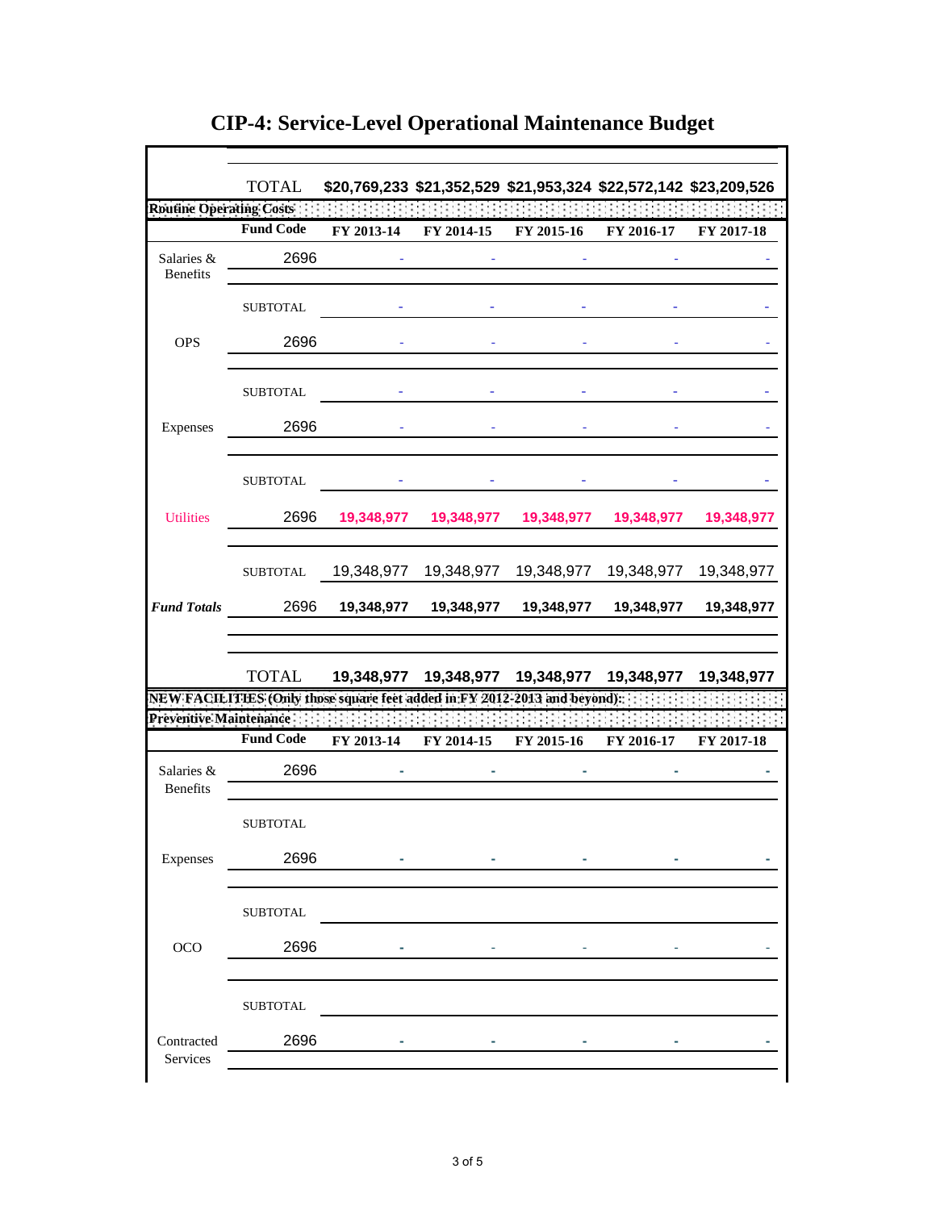# CIP-4: Service-Level Operational Maintenance Budget

| | TOTAL | $20,769,233 | $21,352,529 | $21,953,324 | $22,572,142 | $23,209,526 |
|---|---|---|---|---|---|---|
| **Routine Operating Costs** | | | | | | |
| | **Fund Code** | **FY 2013-14** | **FY 2014-15** | **FY 2015-16** | **FY 2016-17** | **FY 2017-18** |
| Salaries & Benefits | 2696 | - | - | - | - | - |
| | SUBTOTAL | - | - | - | - | - |
| OPS | 2696 | - | - | - | - | - |
| | SUBTOTAL | - | - | - | - | - |
| Expenses | 2696 | - | - | - | - | - |
| | SUBTOTAL | - | - | - | - | - |
| Utilities | 2696 | **19,348,977** | **19,348,977** | **19,348,977** | **19,348,977** | **19,348,977** |
| | SUBTOTAL | 19,348,977 | 19,348,977 | 19,348,977 | 19,348,977 | 19,348,977 |
| ***Fund Totals*** | 2696 | **19,348,977** | **19,348,977** | **19,348,977** | **19,348,977** | **19,348,977** |
| | TOTAL | 19,348,977 | 19,348,977 | 19,348,977 | 19,348,977 | 19,348,977 |

**NEW FACILITIES (Only those square feet added in FY 2012-2013 and beyond):**

| **Preventive Maintenance** | | | | | | |
|---|---|---|---|---|---|---|
| | **Fund Code** | **FY 2013-14** | **FY 2014-15** | **FY 2015-16** | **FY 2016-17** | **FY 2017-18** |
| Salaries & Benefits | 2696 | - | - | - | - | - |
| | SUBTOTAL | | | | | |
| Expenses | 2696 | - | - | - | - | - |
| | SUBTOTAL | | | | | |
| OCO | 2696 | - | - | - | - | - |
| | SUBTOTAL | | | | | |
| Contracted Services | 2696 | - | - | - | - | - |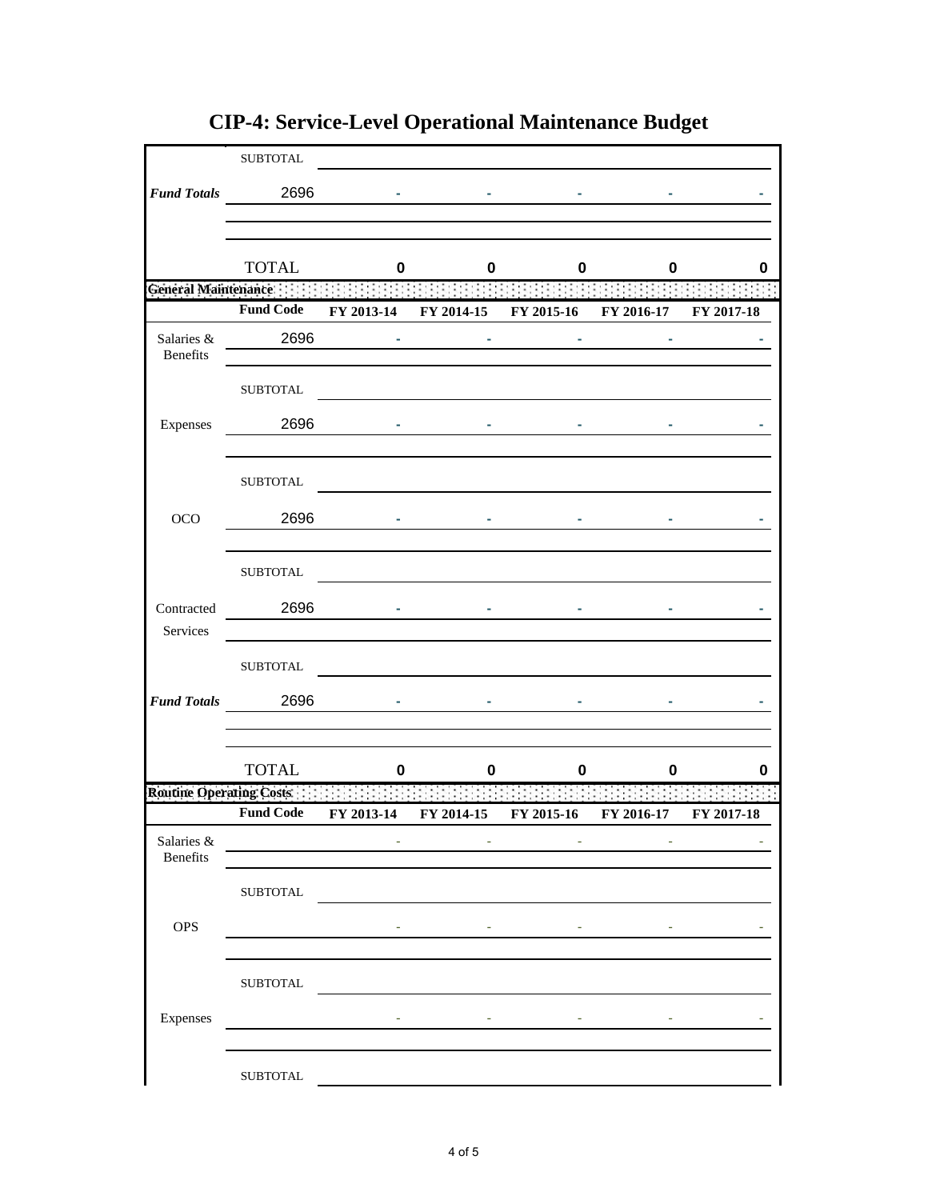# CIP-4: Service-Level Operational Maintenance Budget

| | | | | | | |
|---|---|---|---|---|---|---|
| | SUBTOTAL | | | | | |
| ***Fund Totals*** | 2696 | - | - | - | - | - |
| | | | | | | |
| | | | | | | |
| | TOTAL | 0 | 0 | 0 | 0 | 0 |

**General Maintenance**

| | Fund Code | FY 2013-14 | FY 2014-15 | FY 2015-16 | FY 2016-17 | FY 2017-18 |
|---|---|---|---|---|---|---|
| Salaries & Benefits | 2696 | - | - | - | - | - |
| | | | | | | |
| | SUBTOTAL | | | | | |
| Expenses | 2696 | - | - | - | - | - |
| | | | | | | |
| | SUBTOTAL | | | | | |
| OCO | 2696 | - | - | - | - | - |
| | | | | | | |
| | SUBTOTAL | | | | | |
| Contracted Services | 2696 | - | - | - | - | - |
| | | | | | | |
| | SUBTOTAL | | | | | |
| ***Fund Totals*** | 2696 | - | - | - | - | - |
| | | | | | | |
| | | | | | | |
| | TOTAL | 0 | 0 | 0 | 0 | 0 |

**Routine Operating Costs**

| | Fund Code | FY 2013-14 | FY 2014-15 | FY 2015-16 | FY 2016-17 | FY 2017-18 |
|---|---|---|---|---|---|---|
| Salaries & Benefits | | - | - | - | - | - |
| | | | | | | |
| | SUBTOTAL | | | | | |
| OPS | | - | - | - | - | - |
| | | | | | | |
| | SUBTOTAL | | | | | |
| Expenses | | - | - | - | - | - |
| | | | | | | |
| | SUBTOTAL | | | | | |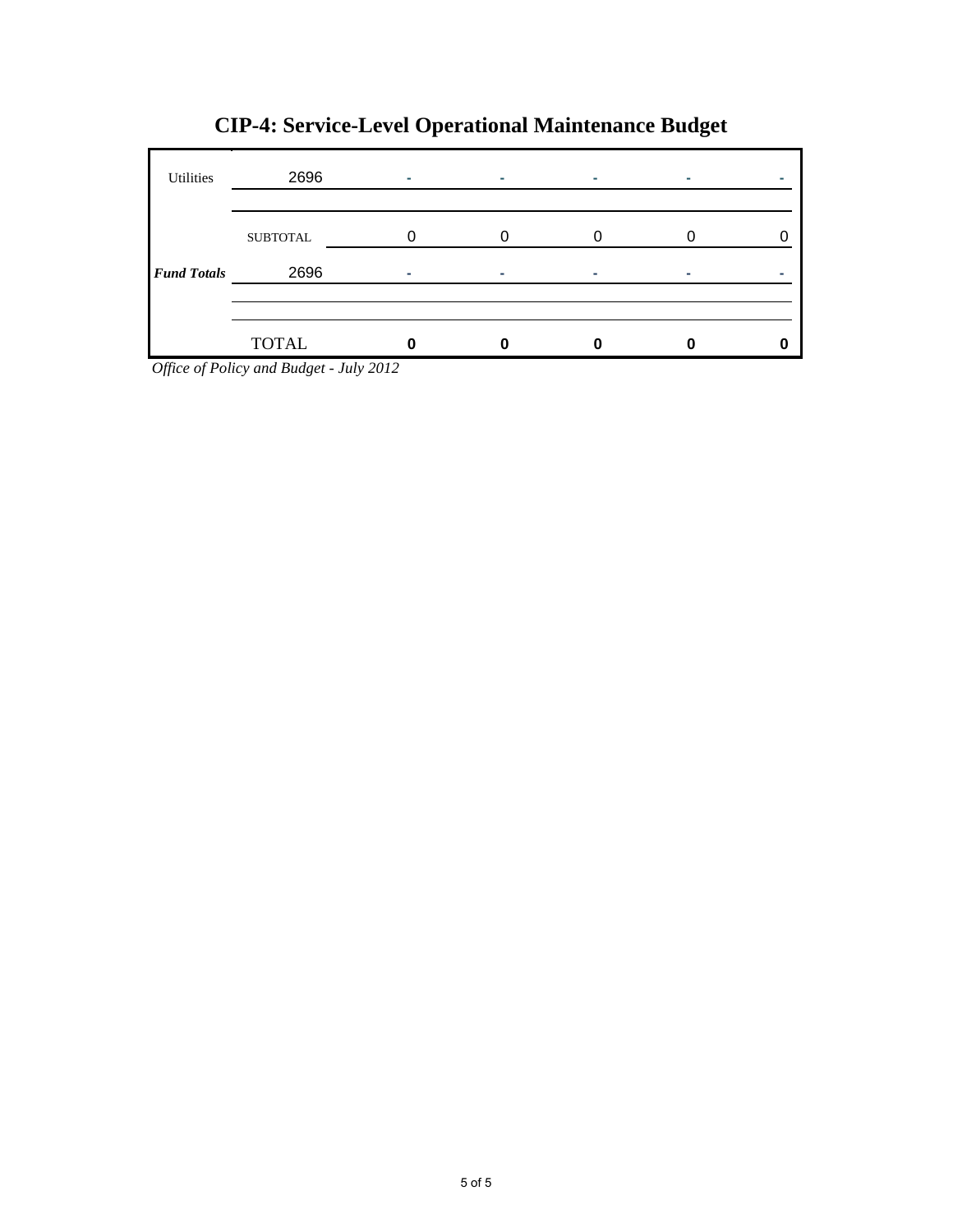# CIP-4: Service-Level Operational Maintenance Budget

| | | | | | | |
|---|---|---|---|---|---|---|
| Utilities | 2696 | - | - | - | - | - |
| | SUBTOTAL | 0 | 0 | 0 | 0 | 0 |
| ***Fund Totals*** | 2696 | - | - | - | - | - |
| | TOTAL | **0** | **0** | **0** | **0** | **0** |

*Office of Policy and Budget - July 2012*